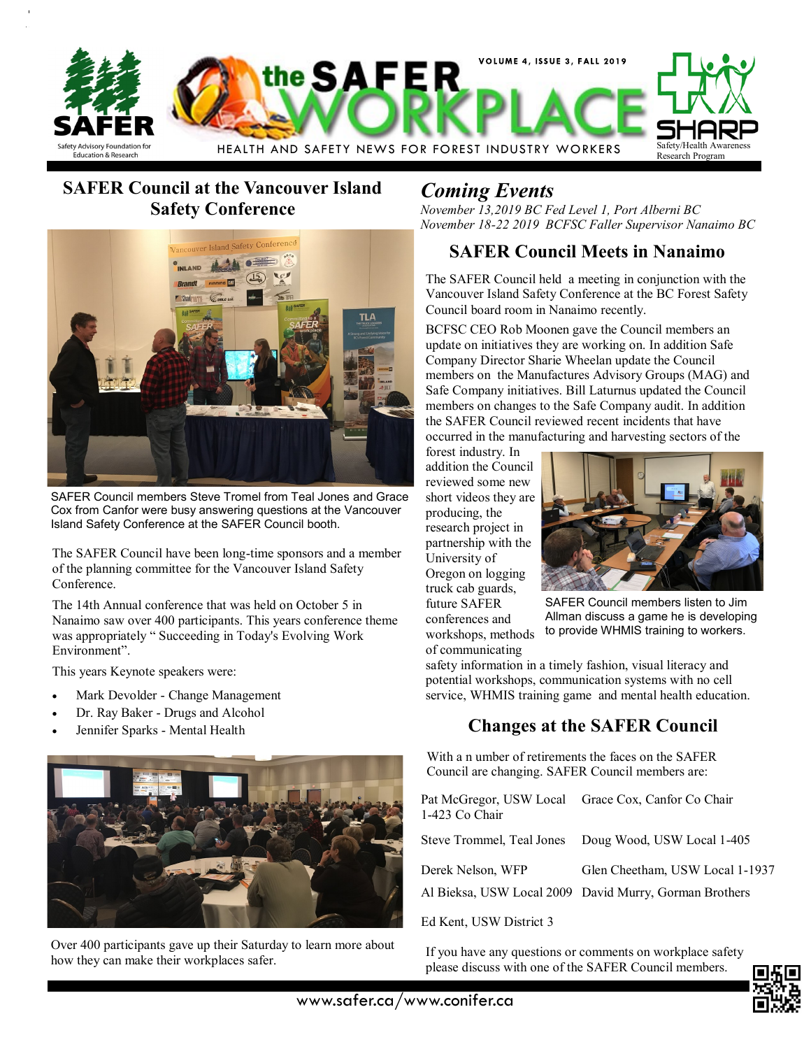# the SAFER WORKPLACE

HEALTH AND SAFETY NEWS FOR FOREST INDUSTRY WORKERS

## SAFER Council at the Vancouver Island Safety Conference

SAFER Council members Steve Tromel from Teal Jones and Grace Cox from Canfor were busy answering questions at the Vancouver Island Safety Conference at the SAFER Council booth.

The SAFER Council have been long-time sponsors and a member of the planning committee for the Vancouver Island Safety Conference.

The 14th Annual conference that was held on October 5 in Nanaimo saw over 400 participants. This years conference theme was appropriately " Succeeding in Today's Evolving Work Environment".

This years Keynote speakers were:

- Mark Devolder - Change Management
- Dr. Ray Baker - Drugs and Alcohol
- Jennifer Sparks - Mental Health

Over 400 participants gave up their Saturday to learn more about how they can make their workplaces safer.

## *Coming Events*

*November 13,2019 BC Fed Level 1, Port Alberni BC*
*November 18-22 2019 BCFSC Faller Supervisor Nanaimo BC*

## SAFER Council Meets in Nanaimo

The SAFER Council held a meeting in conjunction with the Vancouver Island Safety Conference at the BC Forest Safety Council board room in Nanaimo recently.

BCFSC CEO Rob Moonen gave the Council members an update on initiatives they are working on. In addition Safe Company Director Sharie Wheelan update the Council members on the Manufactures Advisory Groups (MAG) and Safe Company initiatives. Bill Laturnus updated the Council members on changes to the Safe Company audit. In addition the SAFER Council reviewed recent incidents that have occurred in the manufacturing and harvesting sectors of the forest industry. In addition the Council reviewed some new short videos they are producing, the research project in partnership with the University of Oregon on logging truck cab guards, future SAFER conferences and workshops, methods of communicating safety information in a timely fashion, visual literacy and potential workshops, communication systems with no cell service, WHMIS training game and mental health education.

SAFER Council members listen to Jim Allman discuss a game he is developing to provide WHMIS training to workers.

## Changes at the SAFER Council

With a n umber of retirements the faces on the SAFER Council are changing. SAFER Council members are:

| | |
|---|---|
| Pat McGregor, USW Local 1-423 Co Chair | Grace Cox, Canfor Co Chair |
| Steve Trommel, Teal Jones | Doug Wood, USW Local 1-405 |
| Derek Nelson, WFP | Glen Cheetham, USW Local 1-1937 |
| Al Bieksa, USW Local 2009 | David Murry, Gorman Brothers |
| Ed Kent, USW District 3 | |

If you have any questions or comments on workplace safety please discuss with one of the SAFER Council members.

www.safer.ca/www.conifer.ca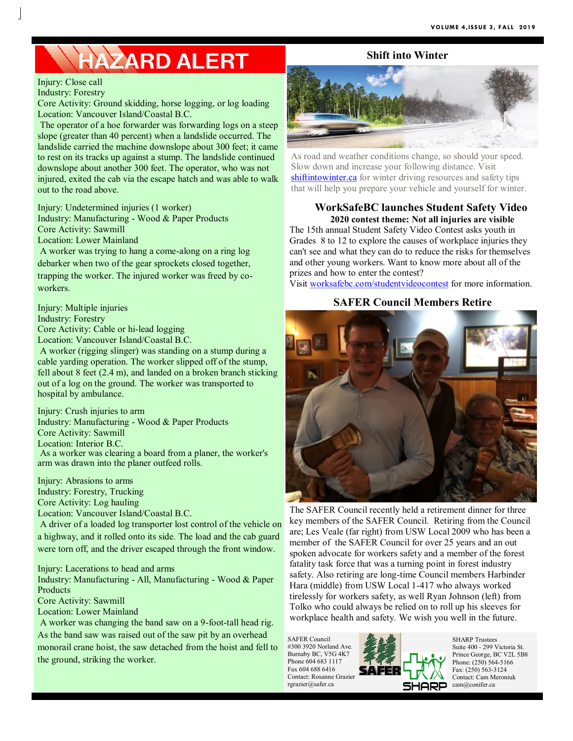# HAZARD ALERT

Injury: Close call
Industry: Forestry
Core Activity: Ground skidding, horse logging, or log loading
Location: Vancouver Island/Coastal B.C.

The operator of a hoe forwarder was forwarding logs on a steep slope (greater than 40 percent) when a landslide occurred. The landslide carried the machine downslope about 300 feet; it came to rest on its tracks up against a stump. The landslide continued downslope about another 300 feet. The operator, who was not injured, exited the cab via the escape hatch and was able to walk out to the road above.

Injury: Undetermined injuries (1 worker)
Industry: Manufacturing - Wood & Paper Products
Core Activity: Sawmill
Location: Lower Mainland

A worker was trying to hang a come-along on a ring log debarker when two of the gear sprockets closed together, trapping the worker. The injured worker was freed by co-workers.

Injury: Multiple injuries
Industry: Forestry
Core Activity: Cable or hi-lead logging
Location: Vancouver Island/Coastal B.C.

A worker (rigging slinger) was standing on a stump during a cable yarding operation. The worker slipped off of the stump, fell about 8 feet (2.4 m), and landed on a broken branch sticking out of a log on the ground. The worker was transported to hospital by ambulance.

Injury: Crush injuries to arm
Industry: Manufacturing - Wood & Paper Products
Core Activity: Sawmill
Location: Interior B.C.

As a worker was clearing a board from a planer, the worker's arm was drawn into the planer outfeed rolls.

Injury: Abrasions to arms
Industry: Forestry, Trucking
Core Activity: Log hauling
Location: Vancouver Island/Coastal B.C.

A driver of a loaded log transporter lost control of the vehicle on a highway, and it rolled onto its side. The load and the cab guard were torn off, and the driver escaped through the front window.

Injury: Lacerations to head and arms
Industry: Manufacturing - All, Manufacturing - Wood & Paper Products
Core Activity: Sawmill
Location: Lower Mainland

A worker was changing the band saw on a 9-foot-tall head rig. As the band saw was raised out of the saw pit by an overhead monorail crane hoist, the saw detached from the hoist and fell to the ground, striking the worker.

## Shift into Winter

As road and weather conditions change, so should your speed. Slow down and increase your following distance. Visit shiftintowinter.ca for winter driving resources and safety tips that will help you prepare your vehicle and yourself for winter.

## WorkSafeBC launches Student Safety Video

**2020 contest theme: Not all injuries are visible**

The 15th annual Student Safety Video Contest asks youth in Grades 8 to 12 to explore the causes of workplace injuries they can't see and what they can do to reduce the risks for themselves and other young workers. Want to know more about all of the prizes and how to enter the contest?
Visit worksafebc.com/studentvideocontest for more information.

## SAFER Council Members Retire

The SAFER Council recently held a retirement dinner for three key members of the SAFER Council. Retiring from the Council are; Les Veale (far right) from USW Local 2009 who has been a member of the SAFER Council for over 25 years and an out spoken advocate for workers safety and a member of the forest fatality task force that was a turning point in forest industry safety. Also retiring are long-time Council members Harbinder Hara (middle) from USW Local 1-417 who always worked tirelessly for workers safety, as well Ryan Johnson (left) from Tolko who could always be relied on to roll up his sleeves for workplace health and safety. We wish you well in the future.

SAFER Council
#300 3920 Norland Ave.
Burnaby BC, V5G 4K7
Phone 604 683 1117
Fax 604 688 6416
Contact: Rosanne Grazier
rgrazier@safer.ca

SHARP Trustees
Suite 400 - 299 Victoria St.
Prince George, BC V2L 5B8
Phone: (250) 564-5166
Fax: (250) 563-3124
Contact: Cam Meroniuk
cam@conifer.ca